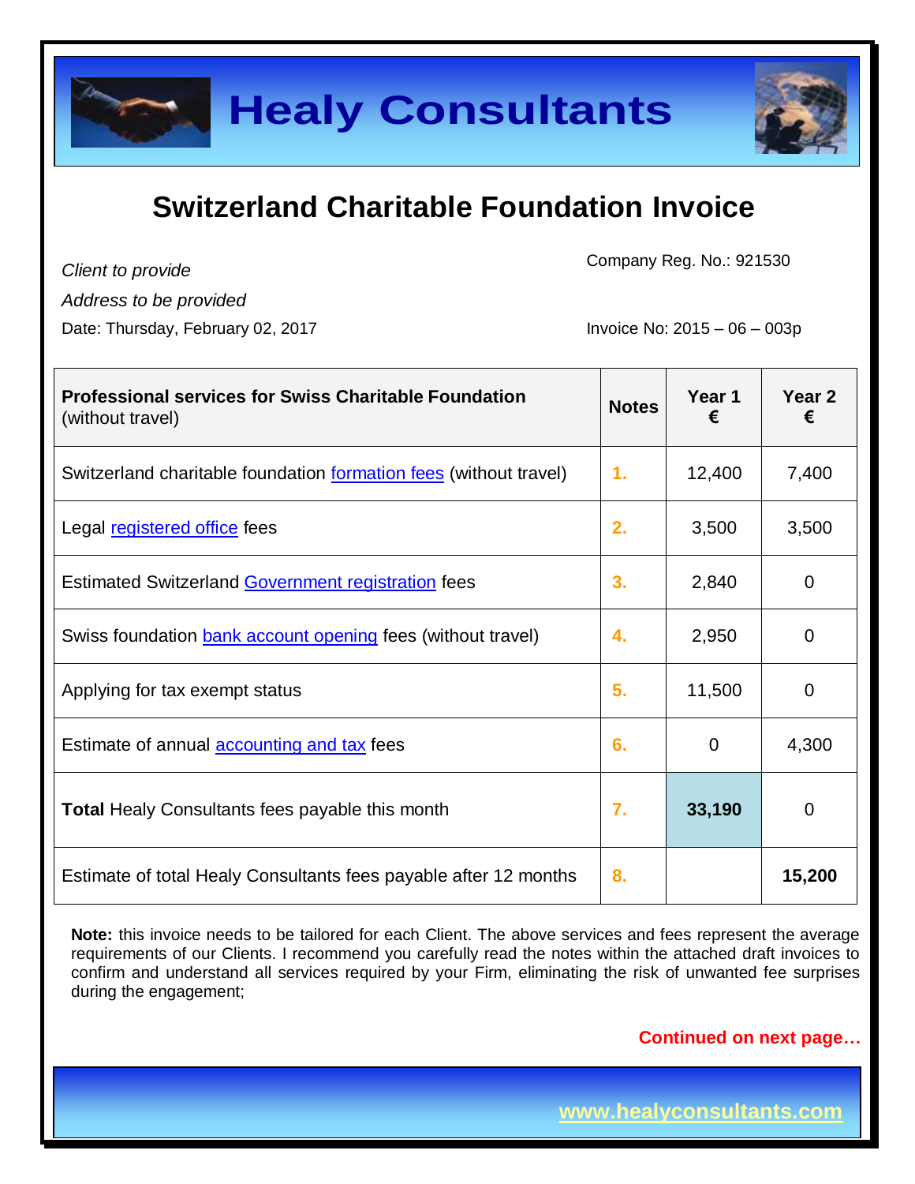# Healy Consultants

## Switzerland Charitable Foundation Invoice

*Client to provide*

*Address to be provided*

Date: Thursday, February 02, 2017

Company Reg. No.: 921530

Invoice No: 2015 – 06 – 003p

| **Professional services for Swiss Charitable Foundation** (without travel) | **Notes** | **Year 1 €** | **Year 2 €** |
|---|---|---|---|
| Switzerland charitable foundation formation fees (without travel) | 1. | 12,400 | 7,400 |
| Legal registered office fees | 2. | 3,500 | 3,500 |
| Estimated Switzerland Government registration fees | 3. | 2,840 | 0 |
| Swiss foundation bank account opening fees (without travel) | 4. | 2,950 | 0 |
| Applying for tax exempt status | 5. | 11,500 | 0 |
| Estimate of annual accounting and tax fees | 6. | 0 | 4,300 |
| **Total** Healy Consultants fees payable this month | 7. | **33,190** | 0 |
| Estimate of total Healy Consultants fees payable after 12 months | 8. | | **15,200** |

**Note:** this invoice needs to be tailored for each Client. The above services and fees represent the average requirements of our Clients. I recommend you carefully read the notes within the attached draft invoices to confirm and understand all services required by your Firm, eliminating the risk of unwanted fee surprises during the engagement;

**Continued on next page…**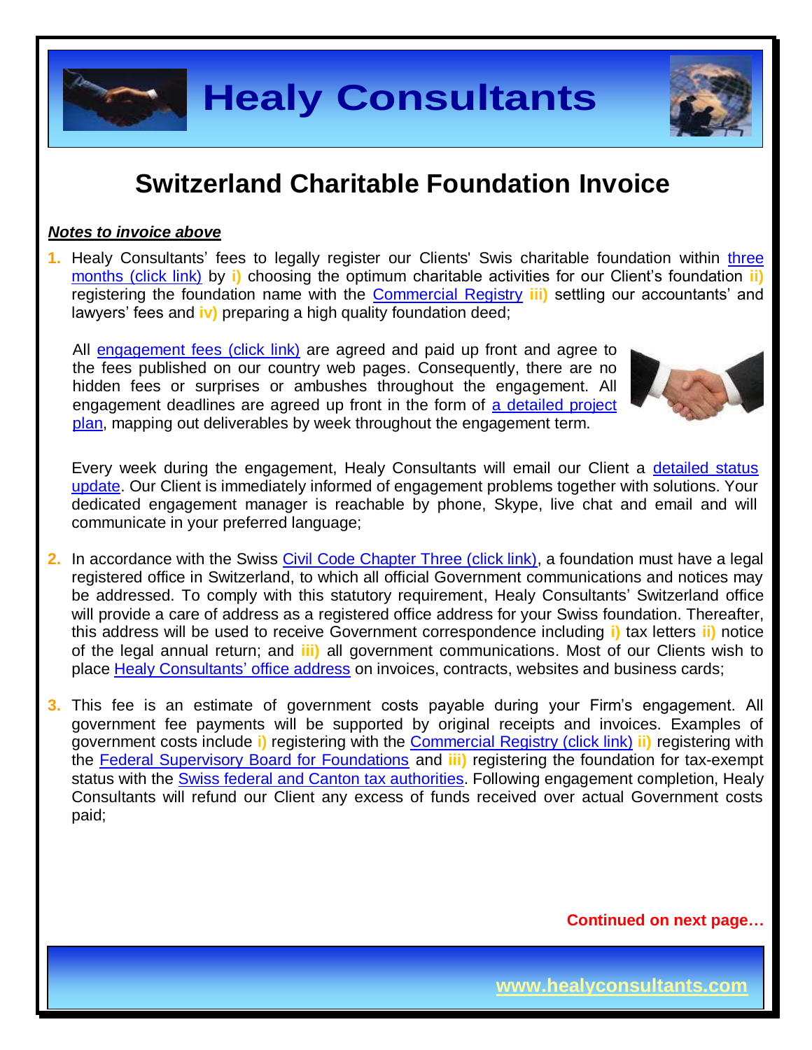# Switzerland Charitable Foundation Invoice

***Notes to invoice above***

1. Healy Consultants' fees to legally register our Clients' Swis charitable foundation within three months (click link) by **i)** choosing the optimum charitable activities for our Client's foundation **ii)** registering the foundation name with the Commercial Registry **iii)** settling our accountants' and lawyers' fees and **iv)** preparing a high quality foundation deed;

   All engagement fees (click link) are agreed and paid up front and agree to the fees published on our country web pages. Consequently, there are no hidden fees or surprises or ambushes throughout the engagement. All engagement deadlines are agreed up front in the form of a detailed project plan, mapping out deliverables by week throughout the engagement term.

   Every week during the engagement, Healy Consultants will email our Client a detailed status update. Our Client is immediately informed of engagement problems together with solutions. Your dedicated engagement manager is reachable by phone, Skype, live chat and email and will communicate in your preferred language;

2. In accordance with the Swiss Civil Code Chapter Three (click link), a foundation must have a legal registered office in Switzerland, to which all official Government communications and notices may be addressed. To comply with this statutory requirement, Healy Consultants' Switzerland office will provide a care of address as a registered office address for your Swiss foundation. Thereafter, this address will be used to receive Government correspondence including **i)** tax letters **ii)** notice of the legal annual return; and **iii)** all government communications. Most of our Clients wish to place Healy Consultants' office address on invoices, contracts, websites and business cards;

3. This fee is an estimate of government costs payable during your Firm's engagement. All government fee payments will be supported by original receipts and invoices. Examples of government costs include **i)** registering with the Commercial Registry (click link) **ii)** registering with the Federal Supervisory Board for Foundations and **iii)** registering the foundation for tax-exempt status with the Swiss federal and Canton tax authorities. Following engagement completion, Healy Consultants will refund our Client any excess of funds received over actual Government costs paid;

**Continued on next page…**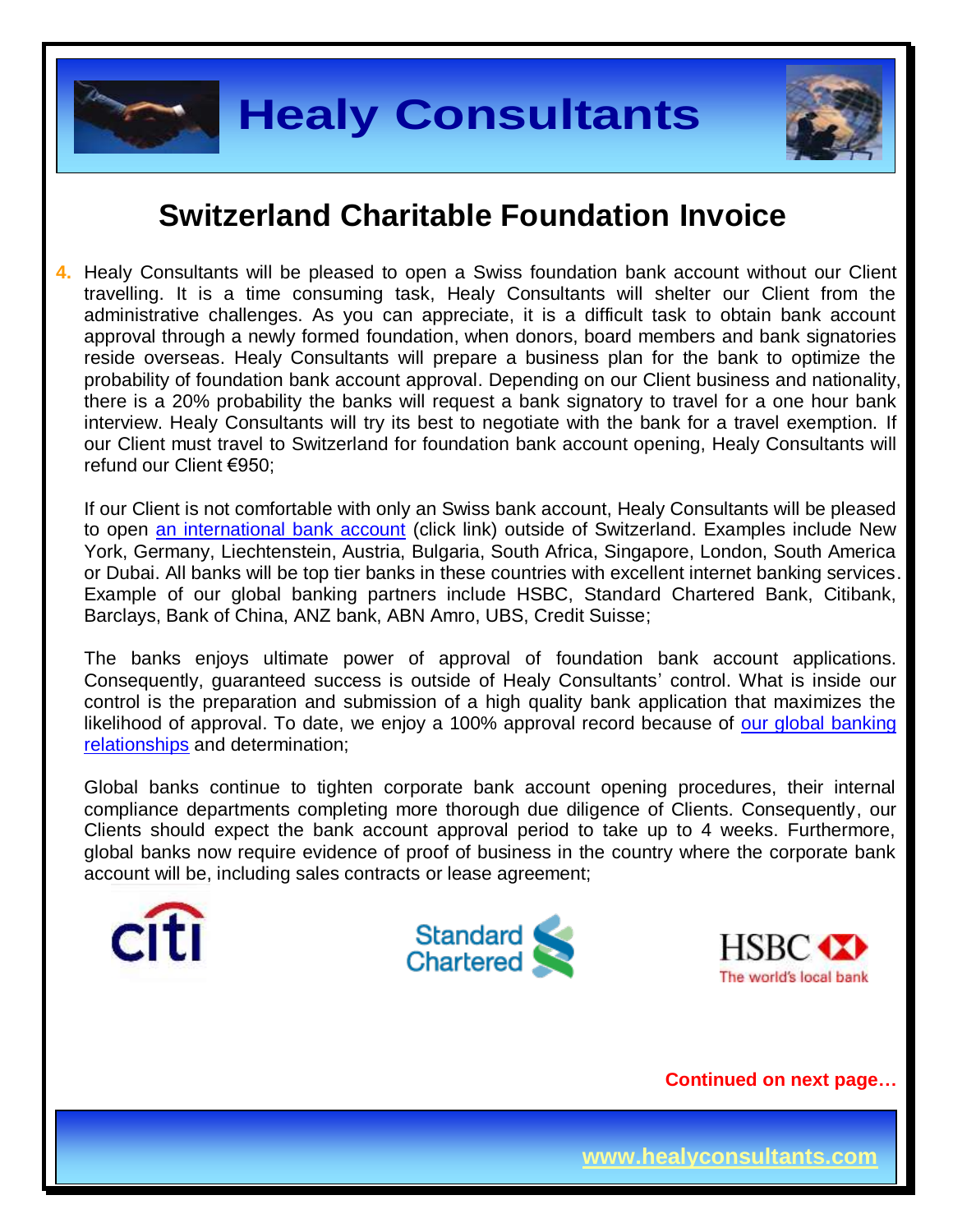# Switzerland Charitable Foundation Invoice

4. Healy Consultants will be pleased to open a Swiss foundation bank account without our Client travelling. It is a time consuming task, Healy Consultants will shelter our Client from the administrative challenges. As you can appreciate, it is a difficult task to obtain bank account approval through a newly formed foundation, when donors, board members and bank signatories reside overseas. Healy Consultants will prepare a business plan for the bank to optimize the probability of foundation bank account approval. Depending on our Client business and nationality, there is a 20% probability the banks will request a bank signatory to travel for a one hour bank interview. Healy Consultants will try its best to negotiate with the bank for a travel exemption. If our Client must travel to Switzerland for foundation bank account opening, Healy Consultants will refund our Client €950;

   If our Client is not comfortable with only an Swiss bank account, Healy Consultants will be pleased to open [an international bank account]() (click link) outside of Switzerland. Examples include New York, Germany, Liechtenstein, Austria, Bulgaria, South Africa, Singapore, London, South America or Dubai. All banks will be top tier banks in these countries with excellent internet banking services. Example of our global banking partners include HSBC, Standard Chartered Bank, Citibank, Barclays, Bank of China, ANZ bank, ABN Amro, UBS, Credit Suisse;

   The banks enjoys ultimate power of approval of foundation bank account applications. Consequently, guaranteed success is outside of Healy Consultants' control. What is inside our control is the preparation and submission of a high quality bank application that maximizes the likelihood of approval. To date, we enjoy a 100% approval record because of [our global banking relationships]() and determination;

   Global banks continue to tighten corporate bank account opening procedures, their internal compliance departments completing more thorough due diligence of Clients. Consequently, our Clients should expect the bank account approval period to take up to 4 weeks. Furthermore, global banks now require evidence of proof of business in the country where the corporate bank account will be, including sales contracts or lease agreement;

**Continued on next page…**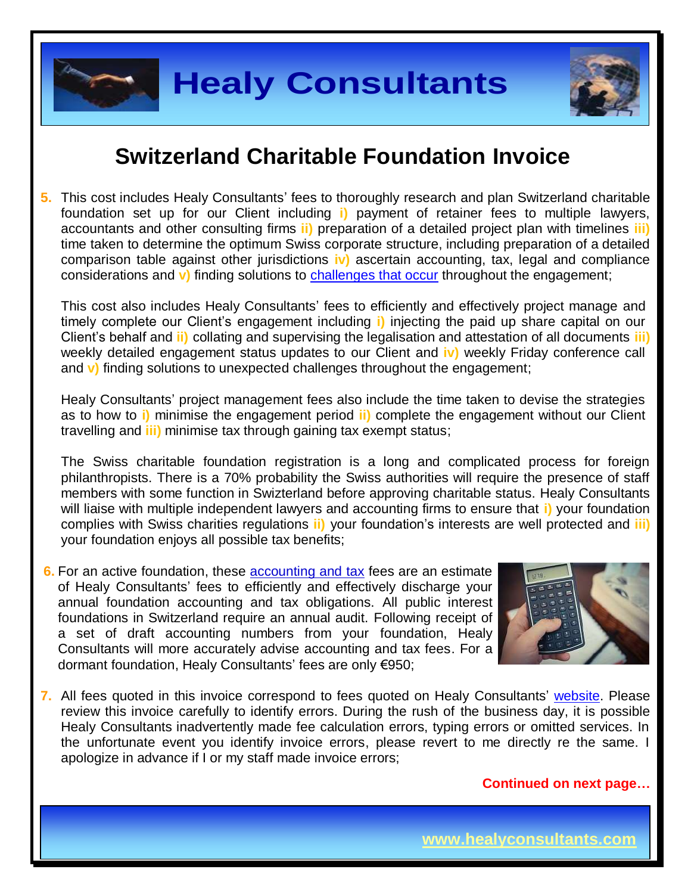## Switzerland Charitable Foundation Invoice

5. This cost includes Healy Consultants' fees to thoroughly research and plan Switzerland charitable foundation set up for our Client including i) payment of retainer fees to multiple lawyers, accountants and other consulting firms ii) preparation of a detailed project plan with timelines iii) time taken to determine the optimum Swiss corporate structure, including preparation of a detailed comparison table against other jurisdictions iv) ascertain accounting, tax, legal and compliance considerations and v) finding solutions to challenges that occur throughout the engagement;

   This cost also includes Healy Consultants' fees to efficiently and effectively project manage and timely complete our Client's engagement including i) injecting the paid up share capital on our Client's behalf and ii) collating and supervising the legalisation and attestation of all documents iii) weekly detailed engagement status updates to our Client and iv) weekly Friday conference call and v) finding solutions to unexpected challenges throughout the engagement;

   Healy Consultants' project management fees also include the time taken to devise the strategies as to how to i) minimise the engagement period ii) complete the engagement without our Client travelling and iii) minimise tax through gaining tax exempt status;

   The Swiss charitable foundation registration is a long and complicated process for foreign philanthropists. There is a 70% probability the Swiss authorities will require the presence of staff members with some function in Swizterland before approving charitable status. Healy Consultants will liaise with multiple independent lawyers and accounting firms to ensure that i) your foundation complies with Swiss charities regulations ii) your foundation's interests are well protected and iii) your foundation enjoys all possible tax benefits;

6. For an active foundation, these accounting and tax fees are an estimate of Healy Consultants' fees to efficiently and effectively discharge your annual foundation accounting and tax obligations. All public interest foundations in Switzerland require an annual audit. Following receipt of a set of draft accounting numbers from your foundation, Healy Consultants will more accurately advise accounting and tax fees. For a dormant foundation, Healy Consultants' fees are only €950;

7. All fees quoted in this invoice correspond to fees quoted on Healy Consultants' website. Please review this invoice carefully to identify errors. During the rush of the business day, it is possible Healy Consultants inadvertently made fee calculation errors, typing errors or omitted services. In the unfortunate event you identify invoice errors, please revert to me directly re the same. I apologize in advance if I or my staff made invoice errors;

**Continued on next page…**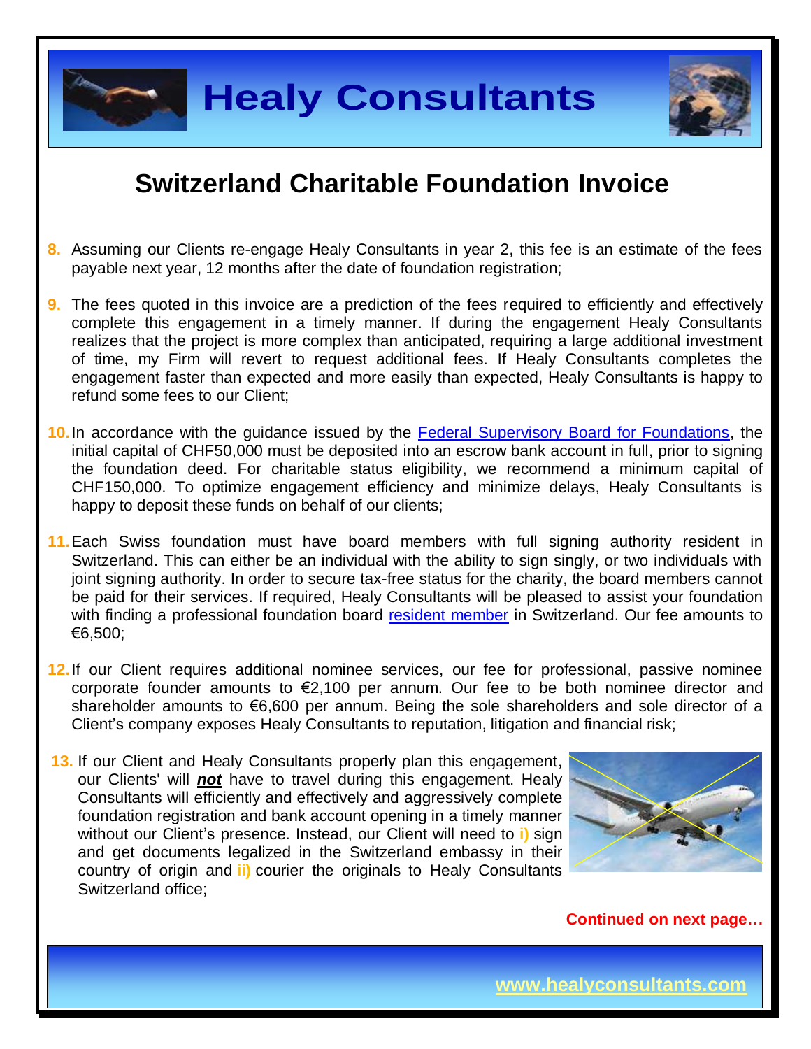# Healy Consultants

## Switzerland Charitable Foundation Invoice

8. Assuming our Clients re-engage Healy Consultants in year 2, this fee is an estimate of the fees payable next year, 12 months after the date of foundation registration;

9. The fees quoted in this invoice are a prediction of the fees required to efficiently and effectively complete this engagement in a timely manner. If during the engagement Healy Consultants realizes that the project is more complex than anticipated, requiring a large additional investment of time, my Firm will revert to request additional fees. If Healy Consultants completes the engagement faster than expected and more easily than expected, Healy Consultants is happy to refund some fees to our Client;

10. In accordance with the guidance issued by the Federal Supervisory Board for Foundations, the initial capital of CHF50,000 must be deposited into an escrow bank account in full, prior to signing the foundation deed. For charitable status eligibility, we recommend a minimum capital of CHF150,000. To optimize engagement efficiency and minimize delays, Healy Consultants is happy to deposit these funds on behalf of our clients;

11. Each Swiss foundation must have board members with full signing authority resident in Switzerland. This can either be an individual with the ability to sign singly, or two individuals with joint signing authority. In order to secure tax-free status for the charity, the board members cannot be paid for their services. If required, Healy Consultants will be pleased to assist your foundation with finding a professional foundation board resident member in Switzerland. Our fee amounts to €6,500;

12. If our Client requires additional nominee services, our fee for professional, passive nominee corporate founder amounts to €2,100 per annum. Our fee to be both nominee director and shareholder amounts to €6,600 per annum. Being the sole shareholders and sole director of a Client's company exposes Healy Consultants to reputation, litigation and financial risk;

13. If our Client and Healy Consultants properly plan this engagement, our Clients' will ***not*** have to travel during this engagement. Healy Consultants will efficiently and effectively and aggressively complete foundation registration and bank account opening in a timely manner without our Client's presence. Instead, our Client will need to **i)** sign and get documents legalized in the Switzerland embassy in their country of origin and **ii)** courier the originals to Healy Consultants Switzerland office;

**Continued on next page…**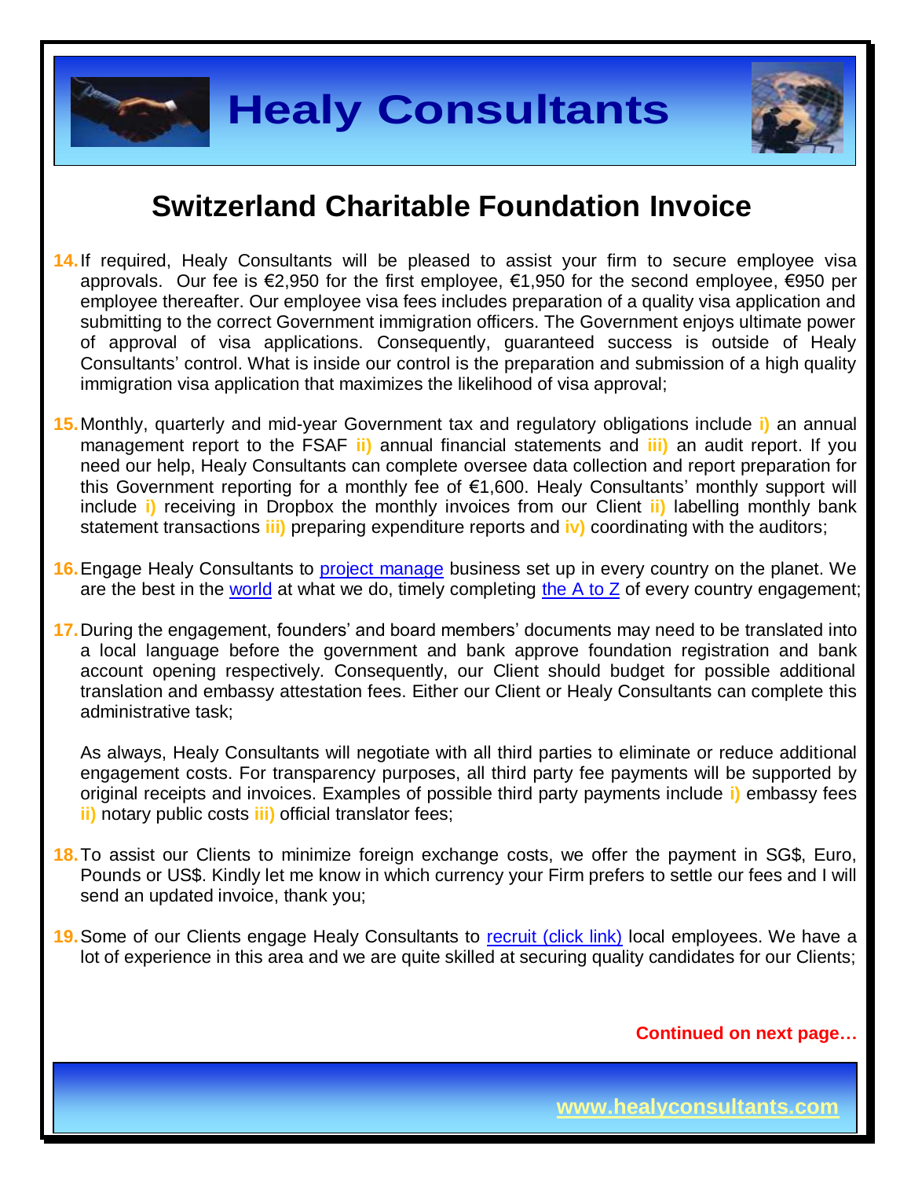# Switzerland Charitable Foundation Invoice

14. If required, Healy Consultants will be pleased to assist your firm to secure employee visa approvals. Our fee is €2,950 for the first employee, €1,950 for the second employee, €950 per employee thereafter. Our employee visa fees includes preparation of a quality visa application and submitting to the correct Government immigration officers. The Government enjoys ultimate power of approval of visa applications. Consequently, guaranteed success is outside of Healy Consultants' control. What is inside our control is the preparation and submission of a high quality immigration visa application that maximizes the likelihood of visa approval;

15. Monthly, quarterly and mid-year Government tax and regulatory obligations include **i)** an annual management report to the FSAF **ii)** annual financial statements and **iii)** an audit report. If you need our help, Healy Consultants can complete oversee data collection and report preparation for this Government reporting for a monthly fee of €1,600. Healy Consultants' monthly support will include **i)** receiving in Dropbox the monthly invoices from our Client **ii)** labelling monthly bank statement transactions **iii)** preparing expenditure reports and **iv)** coordinating with the auditors;

16. Engage Healy Consultants to project manage business set up in every country on the planet. We are the best in the world at what we do, timely completing the A to Z of every country engagement;

17. During the engagement, founders' and board members' documents may need to be translated into a local language before the government and bank approve foundation registration and bank account opening respectively. Consequently, our Client should budget for possible additional translation and embassy attestation fees. Either our Client or Healy Consultants can complete this administrative task;

    As always, Healy Consultants will negotiate with all third parties to eliminate or reduce additional engagement costs. For transparency purposes, all third party fee payments will be supported by original receipts and invoices. Examples of possible third party payments include **i)** embassy fees **ii)** notary public costs **iii)** official translator fees;

18. To assist our Clients to minimize foreign exchange costs, we offer the payment in SG$, Euro, Pounds or US$. Kindly let me know in which currency your Firm prefers to settle our fees and I will send an updated invoice, thank you;

19. Some of our Clients engage Healy Consultants to recruit (click link) local employees. We have a lot of experience in this area and we are quite skilled at securing quality candidates for our Clients;

**Continued on next page…**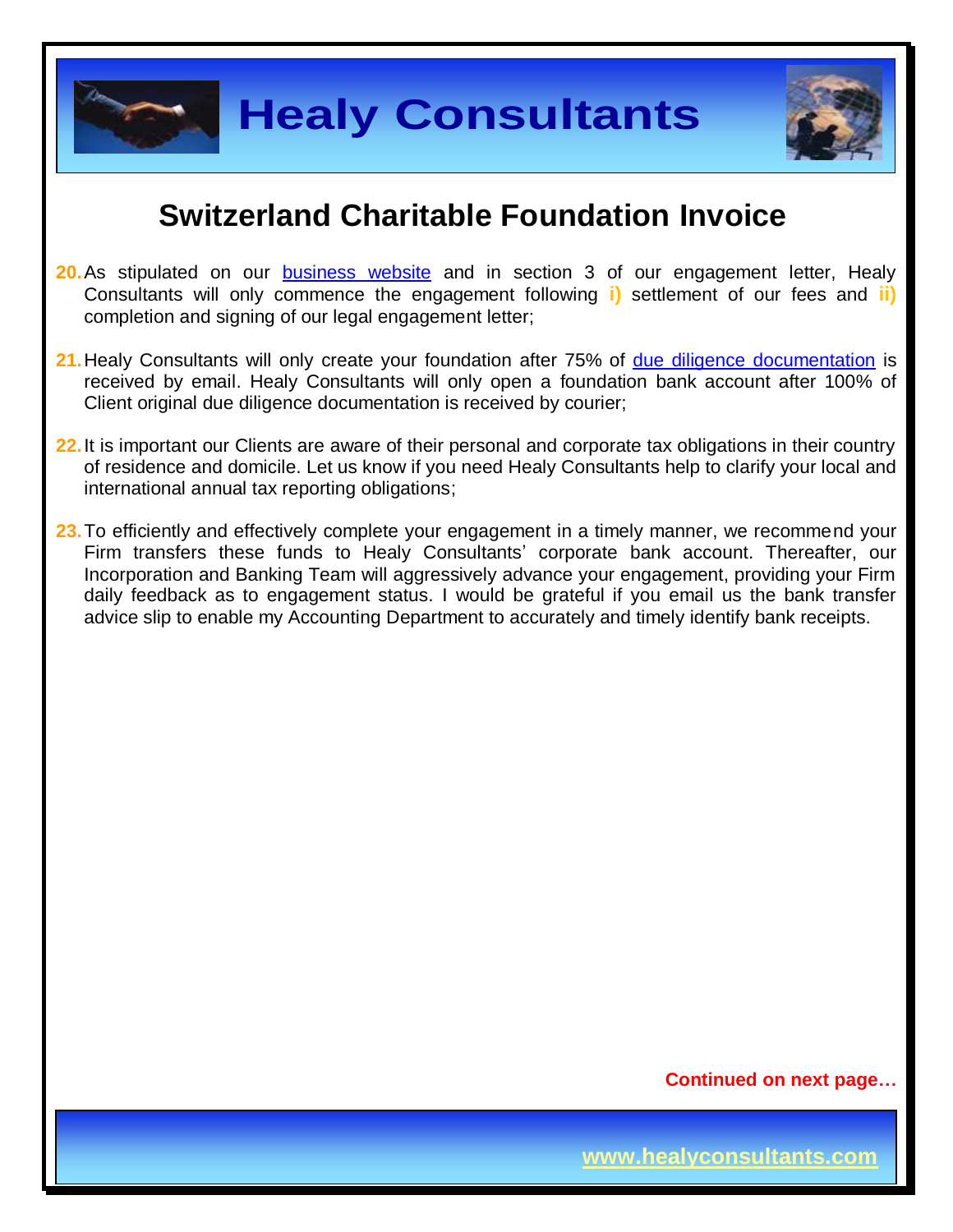## Switzerland Charitable Foundation Invoice

20. As stipulated on our business website and in section 3 of our engagement letter, Healy Consultants will only commence the engagement following **i)** settlement of our fees and **ii)** completion and signing of our legal engagement letter;

21. Healy Consultants will only create your foundation after 75% of due diligence documentation is received by email. Healy Consultants will only open a foundation bank account after 100% of Client original due diligence documentation is received by courier;

22. It is important our Clients are aware of their personal and corporate tax obligations in their country of residence and domicile. Let us know if you need Healy Consultants help to clarify your local and international annual tax reporting obligations;

23. To efficiently and effectively complete your engagement in a timely manner, we recommend your Firm transfers these funds to Healy Consultants' corporate bank account. Thereafter, our Incorporation and Banking Team will aggressively advance your engagement, providing your Firm daily feedback as to engagement status. I would be grateful if you email us the bank transfer advice slip to enable my Accounting Department to accurately and timely identify bank receipts.

**Continued on next page…**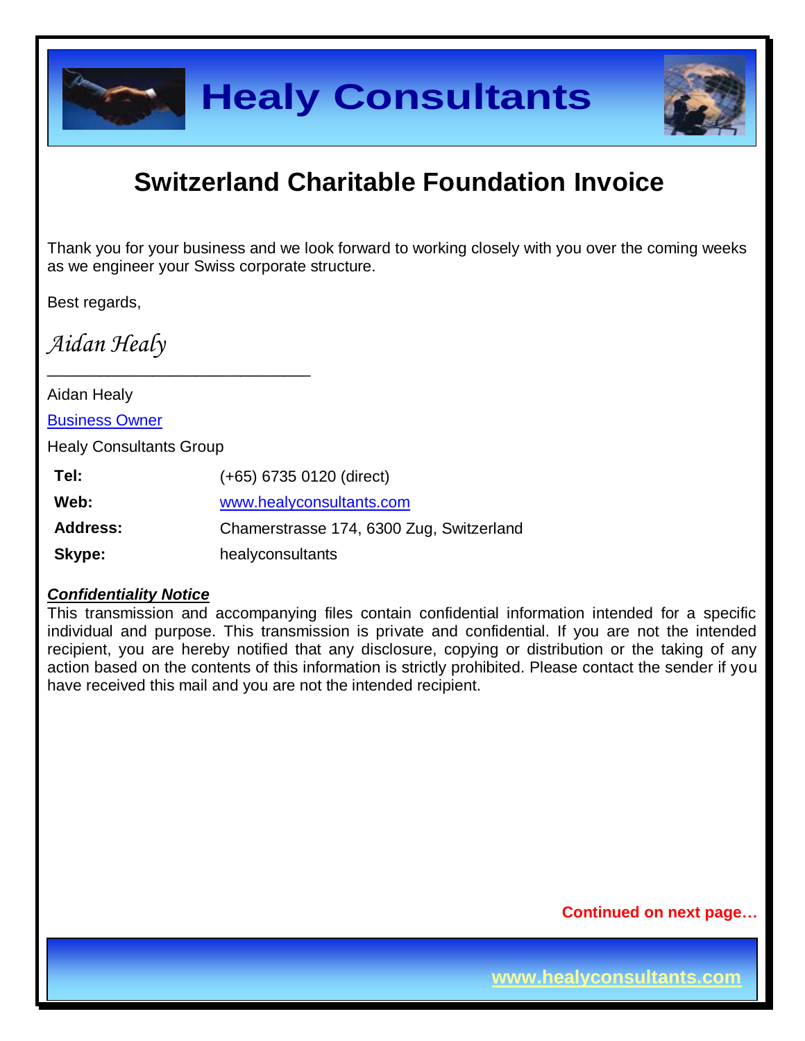# Healy Consultants

## Switzerland Charitable Foundation Invoice

Thank you for your business and we look forward to working closely with you over the coming weeks as we engineer your Swiss corporate structure.

Best regards,

*Aidan Healy*

_____________________________

Aidan Healy

[Business Owner](#)

Healy Consultants Group

| | |
|---|---|
| **Tel:** | (+65) 6735 0120 (direct) |
| **Web:** | [www.healyconsultants.com](http://www.healyconsultants.com) |
| **Address:** | Chamerstrasse 174, 6300 Zug, Switzerland |
| **Skype:** | healyconsultants |

***Confidentiality Notice***

This transmission and accompanying files contain confidential information intended for a specific individual and purpose. This transmission is private and confidential. If you are not the intended recipient, you are hereby notified that any disclosure, copying or distribution or the taking of any action based on the contents of this information is strictly prohibited. Please contact the sender if you have received this mail and you are not the intended recipient.

**Continued on next page…**